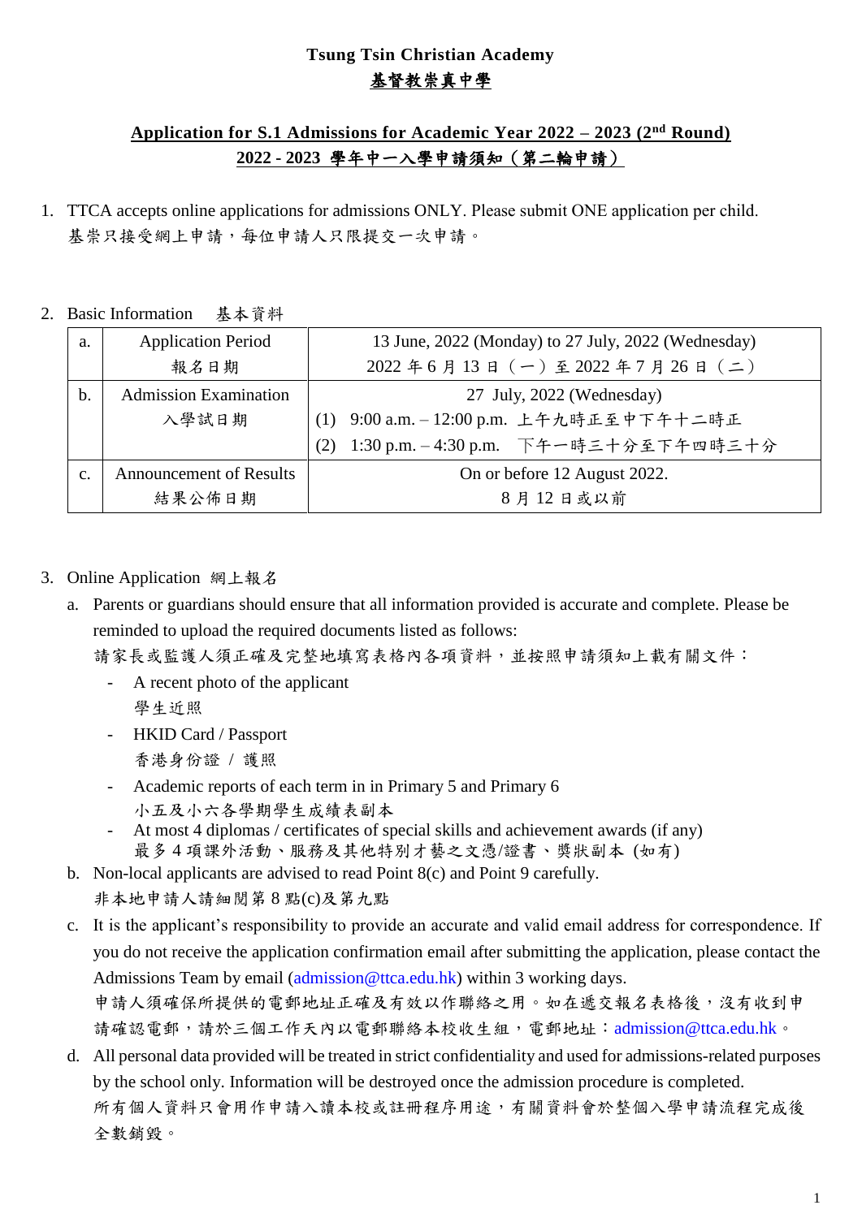# Tsung Tsin Christian Academy
# 基督教崇真中學

## Application for S.1 Admissions for Academic Year 2022 – 2023 (2nd Round)
## 2022 - 2023 學年中一入學申請須知（第二輪申請）

1. TTCA accepts online applications for admissions ONLY. Please submit ONE application per child.
   基崇只接受網上申請，每位申請人只限提交一次申請。

2. Basic Information 基本資料

| | | |
|---|---|---|
| a. | Application Period<br>報名日期 | 13 June, 2022 (Monday) to 27 July, 2022 (Wednesday)<br>2022 年 6 月 13 日（一）至 2022 年 7 月 26 日（二） |
| b. | Admission Examination<br>入學試日期 | 27 July, 2022 (Wednesday)<br>(1) 9:00 a.m. – 12:00 p.m. 上午九時正至中下午十二時正<br>(2) 1:30 p.m. – 4:30 p.m. 下午一時三十分至下午四時三十分 |
| c. | Announcement of Results<br>結果公佈日期 | On or before 12 August 2022.<br>8 月 12 日或以前 |

3. Online Application 網上報名

   a. Parents or guardians should ensure that all information provided is accurate and complete. Please be reminded to upload the required documents listed as follows:
      請家長或監護人須正確及完整地填寫表格內各項資料，並按照申請須知上載有關文件：
      - A recent photo of the applicant
        學生近照
      - HKID Card / Passport
        香港身份證 / 護照
      - Academic reports of each term in in Primary 5 and Primary 6
        小五及小六各學期學生成績表副本
      - At most 4 diplomas / certificates of special skills and achievement awards (if any)
        最多 4 項課外活動、服務及其他特別才藝之文憑/證書、獎狀副本 (如有)

   b. Non-local applicants are advised to read Point 8(c) and Point 9 carefully.
      非本地申請人請細閱第 8 點(c)及第九點

   c. It is the applicant's responsibility to provide an accurate and valid email address for correspondence. If you do not receive the application confirmation email after submitting the application, please contact the Admissions Team by email (admission@ttca.edu.hk) within 3 working days.
      申請人須確保所提供的電郵地址正確及有效以作聯絡之用。如在遞交報名表格後，沒有收到申請確認電郵，請於三個工作天內以電郵聯絡本校收生組，電郵地址：admission@ttca.edu.hk。

   d. All personal data provided will be treated in strict confidentiality and used for admissions-related purposes by the school only. Information will be destroyed once the admission procedure is completed.
      所有個人資料只會用作申請入讀本校或註冊程序用途，有關資料會於整個入學申請流程完成後全數銷毀。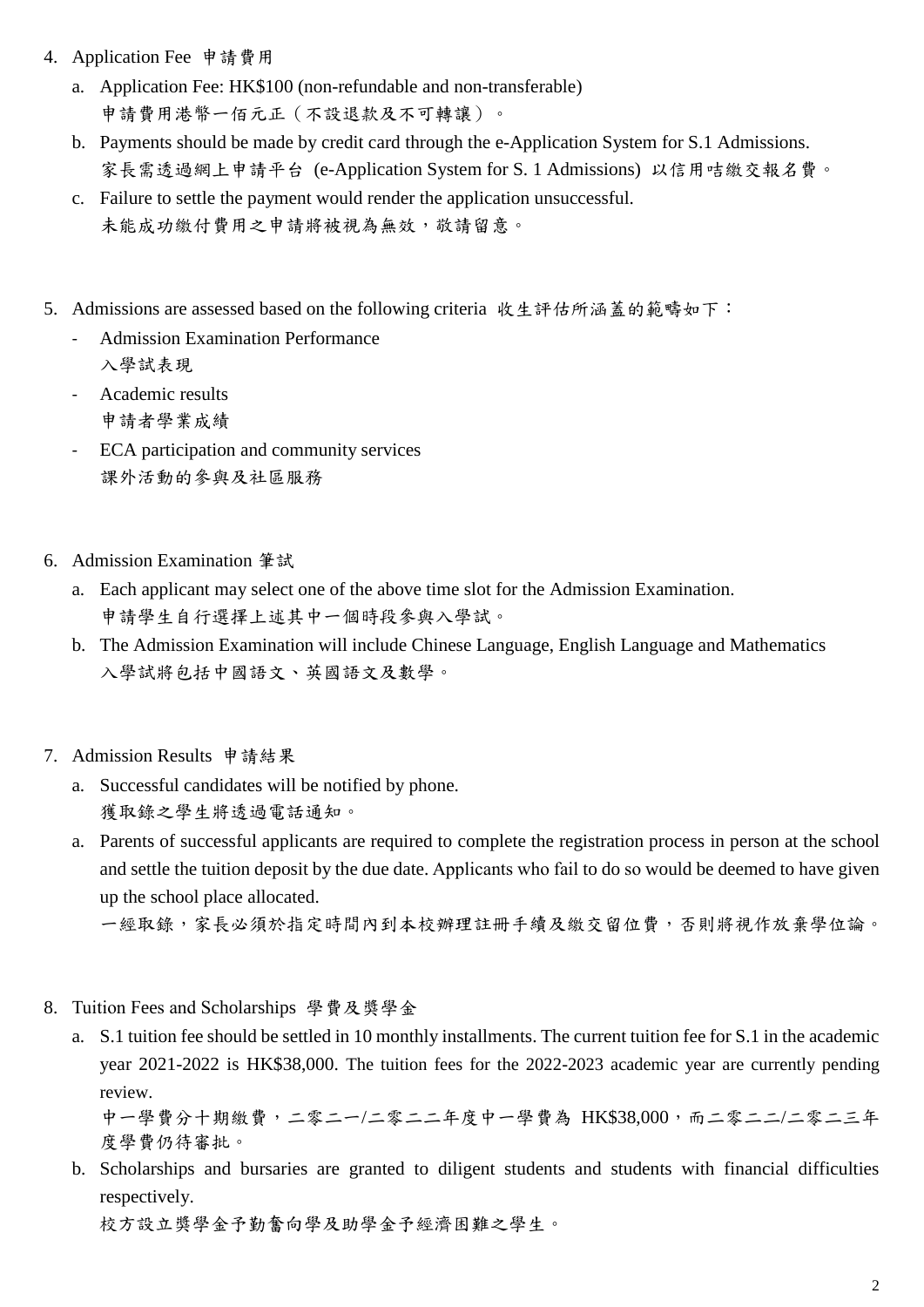4. Application Fee 申請費用

   a. Application Fee: HK$100 (non-refundable and non-transferable)
      申請費用港幣一佰元正（不設退款及不可轉讓）。

   b. Payments should be made by credit card through the e-Application System for S.1 Admissions.
      家長需透過網上申請平台 (e-Application System for S. 1 Admissions) 以信用咭繳交報名費。

   c. Failure to settle the payment would render the application unsuccessful.
      未能成功繳付費用之申請將被視為無效，敬請留意。

5. Admissions are assessed based on the following criteria 收生評估所涵蓋的範疇如下：

   - Admission Examination Performance
     入學試表現
   - Academic results
     申請者學業成績
   - ECA participation and community services
     課外活動的參與及社區服務

6. Admission Examination 筆試

   a. Each applicant may select one of the above time slot for the Admission Examination.
      申請學生自行選擇上述其中一個時段參與入學試。

   b. The Admission Examination will include Chinese Language, English Language and Mathematics
      入學試將包括中國語文、英國語文及數學。

7. Admission Results 申請結果

   a. Successful candidates will be notified by phone.
      獲取錄之學生將透過電話通知。

   a. Parents of successful applicants are required to complete the registration process in person at the school and settle the tuition deposit by the due date. Applicants who fail to do so would be deemed to have given up the school place allocated.
      一經取錄，家長必須於指定時間內到本校辦理註冊手續及繳交留位費，否則將視作放棄學位論。

8. Tuition Fees and Scholarships 學費及獎學金

   a. S.1 tuition fee should be settled in 10 monthly installments. The current tuition fee for S.1 in the academic year 2021-2022 is HK$38,000. The tuition fees for the 2022-2023 academic year are currently pending review.
      中一學費分十期繳費，二零二一/二零二二年度中一學費為 HK$38,000，而二零二二/二零二三年度學費仍待審批。

   b. Scholarships and bursaries are granted to diligent students and students with financial difficulties respectively.
      校方設立獎學金予勤奮向學及助學金予經濟困難之學生。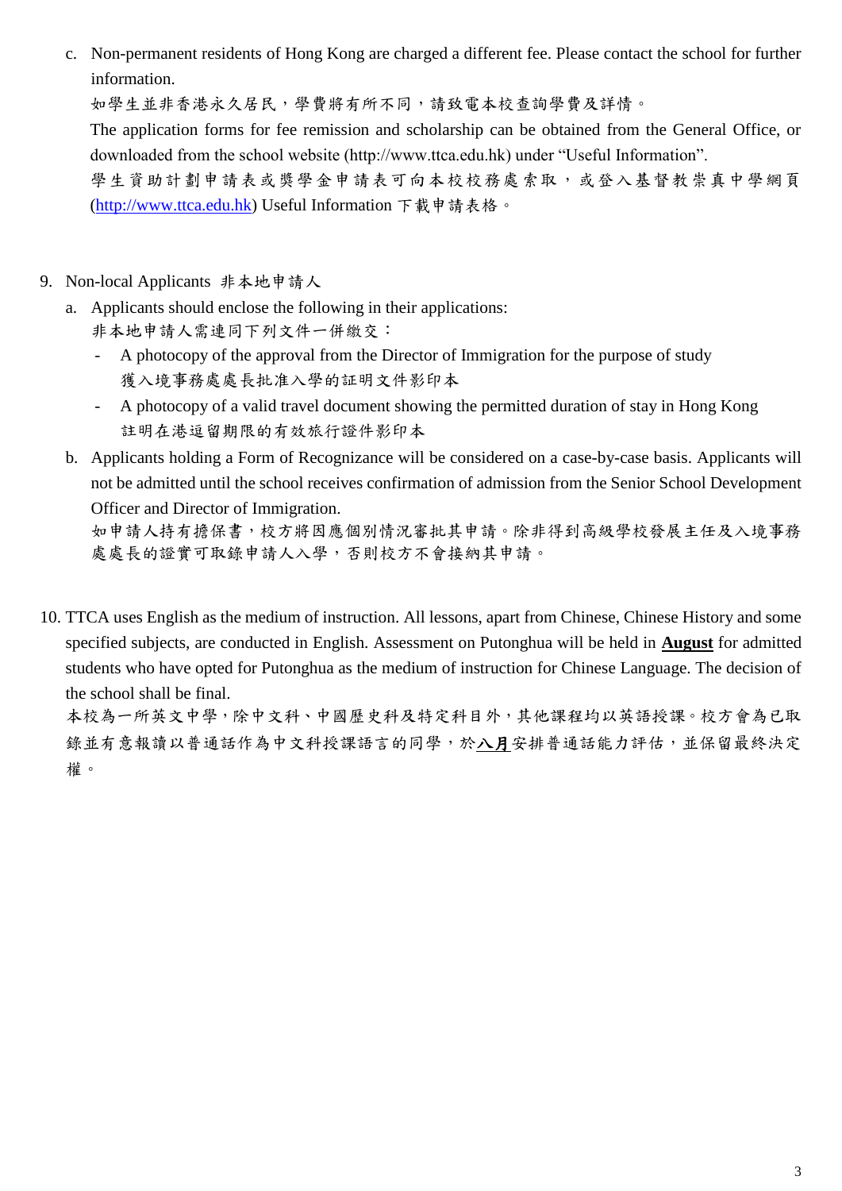c. Non-permanent residents of Hong Kong are charged a different fee. Please contact the school for further information.
   如學生並非香港永久居民，學費將有所不同，請致電本校查詢學費及詳情。
   The application forms for fee remission and scholarship can be obtained from the General Office, or downloaded from the school website (http://www.ttca.edu.hk) under “Useful Information”.
   學生資助計劃申請表或獎學金申請表可向本校校務處索取，或登入基督教崇真中學網頁(http://www.ttca.edu.hk) Useful Information 下載申請表格。

9. Non-local Applicants 非本地申請人
   a. Applicants should enclose the following in their applications:
      非本地申請人需連同下列文件一併繳交：
      - A photocopy of the approval from the Director of Immigration for the purpose of study
        獲入境事務處處長批准入學的証明文件影印本
      - A photocopy of a valid travel document showing the permitted duration of stay in Hong Kong
        註明在港逗留期限的有效旅行證件影印本
   b. Applicants holding a Form of Recognizance will be considered on a case-by-case basis. Applicants will not be admitted until the school receives confirmation of admission from the Senior School Development Officer and Director of Immigration.
      如申請人持有擔保書，校方將因應個別情況審批其申請。除非得到高級學校發展主任及入境事務處處長的證實可取錄申請人入學，否則校方不會接納其申請。

10. TTCA uses English as the medium of instruction. All lessons, apart from Chinese, Chinese History and some specified subjects, are conducted in English. Assessment on Putonghua will be held in **August** for admitted students who have opted for Putonghua as the medium of instruction for Chinese Language. The decision of the school shall be final.
    本校為一所英文中學，除中文科、中國歷史科及特定科目外，其他課程均以英語授課。校方會為已取錄並有意報讀以普通話作為中文科授課語言的同學，於**八月**安排普通話能力評估，並保留最終決定權。